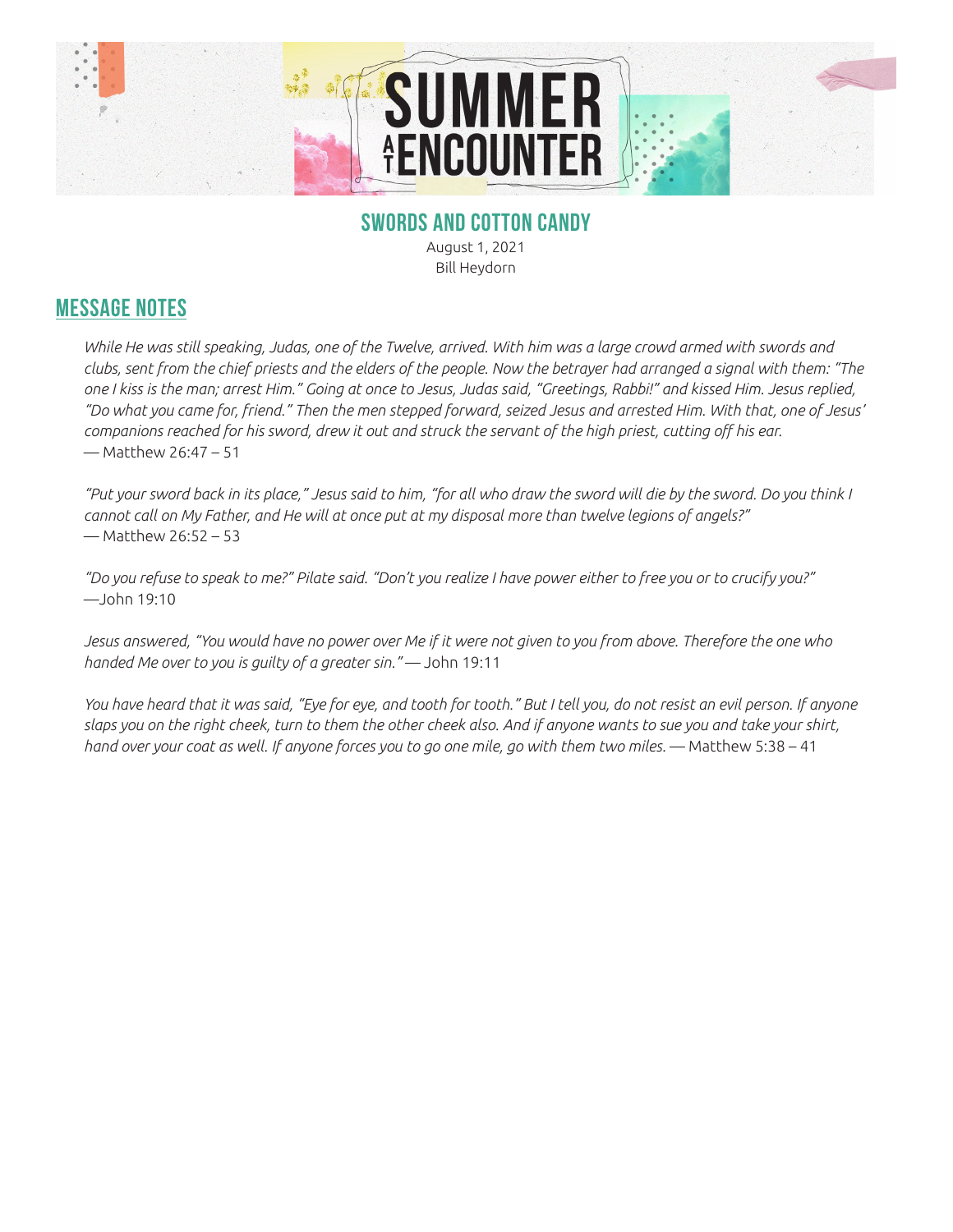# SUMMER AT ENCOUNTER

## SWORDS AND COTTON CANDY

August 1, 2021
Bill Heydorn

## MESSAGE NOTES

*While He was still speaking, Judas, one of the Twelve, arrived. With him was a large crowd armed with swords and clubs, sent from the chief priests and the elders of the people. Now the betrayer had arranged a signal with them: "The one I kiss is the man; arrest Him." Going at once to Jesus, Judas said, "Greetings, Rabbi!" and kissed Him. Jesus replied, "Do what you came for, friend." Then the men stepped forward, seized Jesus and arrested Him. With that, one of Jesus' companions reached for his sword, drew it out and struck the servant of the high priest, cutting off his ear.*
— Matthew 26:47 – 51

*"Put your sword back in its place," Jesus said to him, "for all who draw the sword will die by the sword. Do you think I cannot call on My Father, and He will at once put at my disposal more than twelve legions of angels?"*
— Matthew 26:52 – 53

*"Do you refuse to speak to me?" Pilate said. "Don't you realize I have power either to free you or to crucify you?"*
—John 19:10

*Jesus answered, "You would have no power over Me if it were not given to you from above. Therefore the one who handed Me over to you is guilty of a greater sin."* — John 19:11

*You have heard that it was said, "Eye for eye, and tooth for tooth." But I tell you, do not resist an evil person. If anyone slaps you on the right cheek, turn to them the other cheek also. And if anyone wants to sue you and take your shirt, hand over your coat as well. If anyone forces you to go one mile, go with them two miles.* — Matthew 5:38 – 41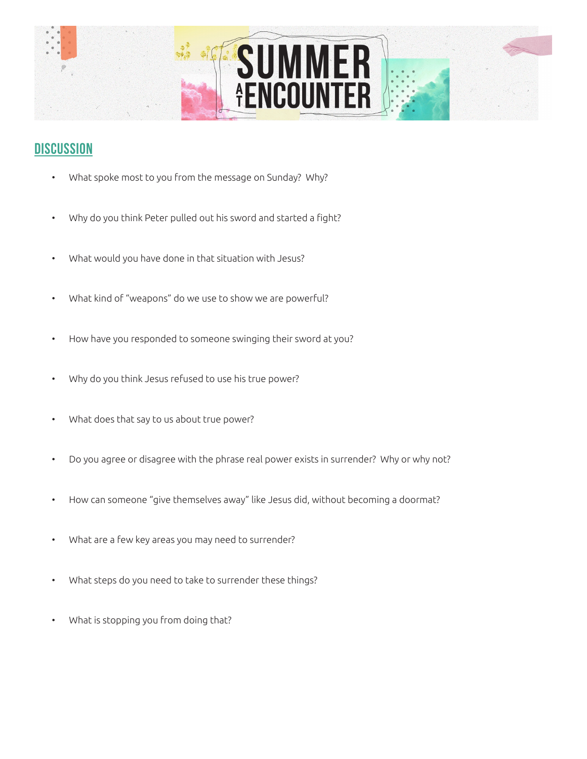# SUMMER AT ENCOUNTER

## DISCUSSION

- What spoke most to you from the message on Sunday? Why?
- Why do you think Peter pulled out his sword and started a fight?
- What would you have done in that situation with Jesus?
- What kind of "weapons" do we use to show we are powerful?
- How have you responded to someone swinging their sword at you?
- Why do you think Jesus refused to use his true power?
- What does that say to us about true power?
- Do you agree or disagree with the phrase real power exists in surrender? Why or why not?
- How can someone "give themselves away" like Jesus did, without becoming a doormat?
- What are a few key areas you may need to surrender?
- What steps do you need to take to surrender these things?
- What is stopping you from doing that?